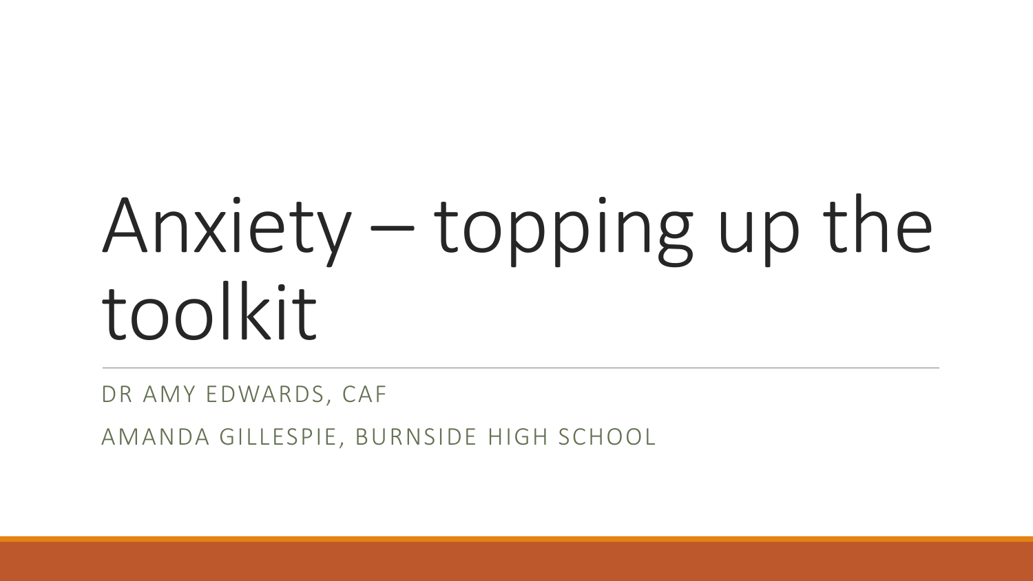# Anxiety – topping up the toolkit

DR AMY EDWARDS, CAF

AMANDA GILLESPIE, BURNSIDE HIGH SCHOOL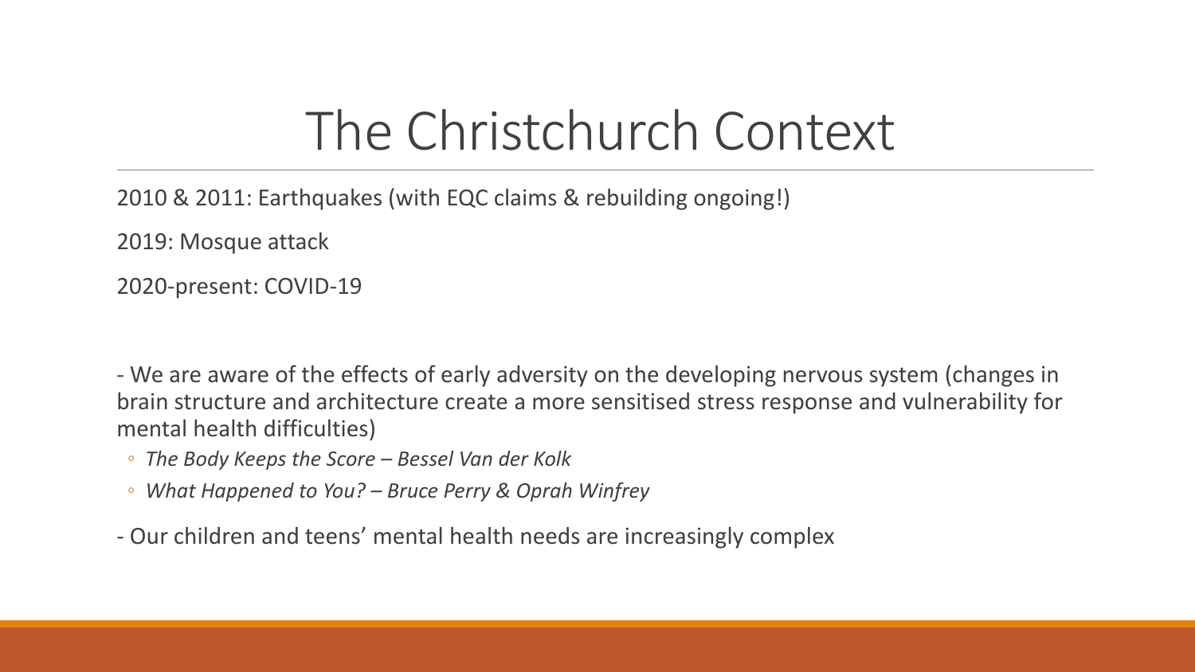# The Christchurch Context

2010 & 2011: Earthquakes (with EQC claims & rebuilding ongoing!)

2019: Mosque attack

2020-present: COVID-19

- We are aware of the effects of early adversity on the developing nervous system (changes in brain structure and architecture create a more sensitised stress response and vulnerability for mental health difficulties)
  - *The Body Keeps the Score – Bessel Van der Kolk*
  - *What Happened to You? – Bruce Perry & Oprah Winfrey*
- Our children and teens' mental health needs are increasingly complex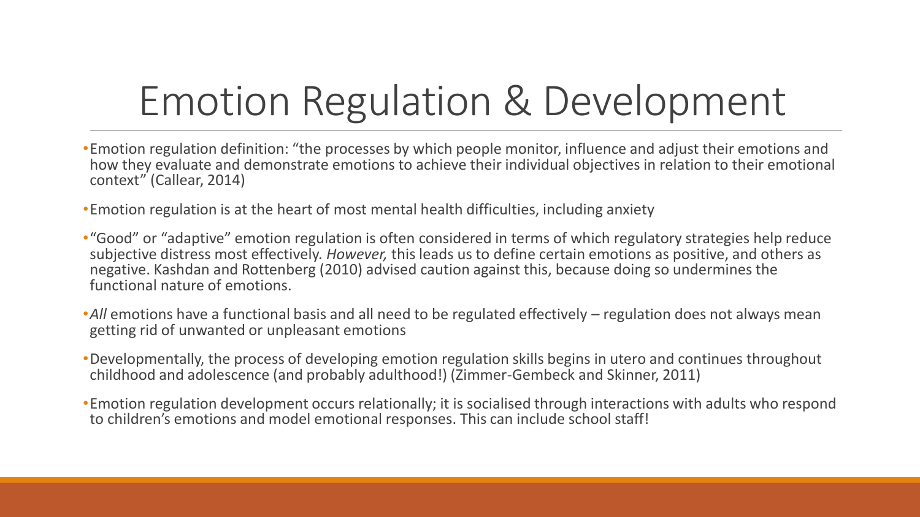# Emotion Regulation & Development

- Emotion regulation definition: "the processes by which people monitor, influence and adjust their emotions and how they evaluate and demonstrate emotions to achieve their individual objectives in relation to their emotional context" (Callear, 2014)
- Emotion regulation is at the heart of most mental health difficulties, including anxiety
- "Good" or "adaptive" emotion regulation is often considered in terms of which regulatory strategies help reduce subjective distress most effectively. *However,* this leads us to define certain emotions as positive, and others as negative. Kashdan and Rottenberg (2010) advised caution against this, because doing so undermines the functional nature of emotions.
- *All* emotions have a functional basis and all need to be regulated effectively – regulation does not always mean getting rid of unwanted or unpleasant emotions
- Developmentally, the process of developing emotion regulation skills begins in utero and continues throughout childhood and adolescence (and probably adulthood!) (Zimmer-Gembeck and Skinner, 2011)
- Emotion regulation development occurs relationally; it is socialised through interactions with adults who respond to children's emotions and model emotional responses. This can include school staff!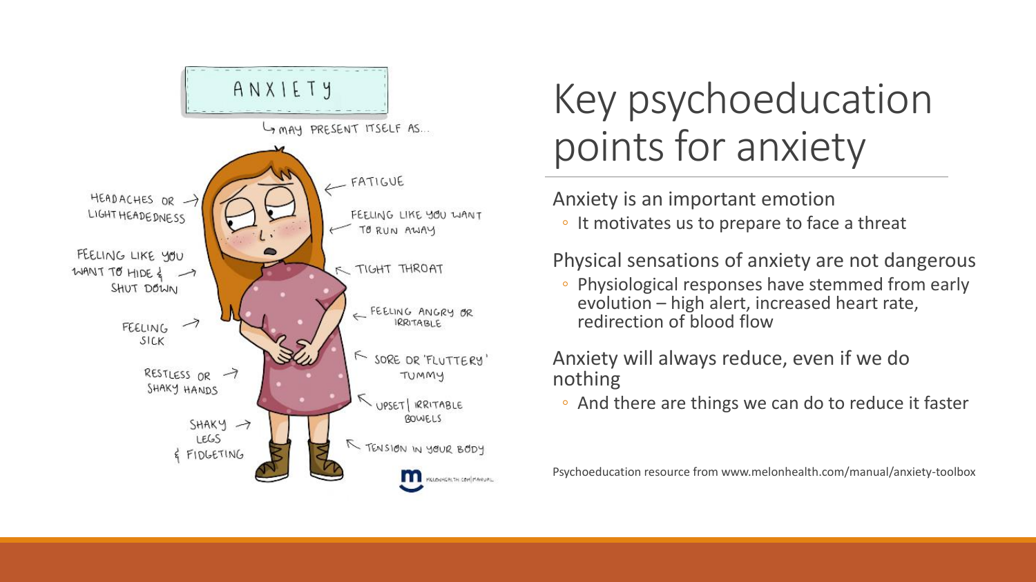# Key psychoeducation points for anxiety

Anxiety is an important emotion

- It motivates us to prepare to face a threat

Physical sensations of anxiety are not dangerous

- Physiological responses have stemmed from early evolution – high alert, increased heart rate, redirection of blood flow

Anxiety will always reduce, even if we do nothing

- And there are things we can do to reduce it faster

Psychoeducation resource from www.melonhealth.com/manual/anxiety-toolbox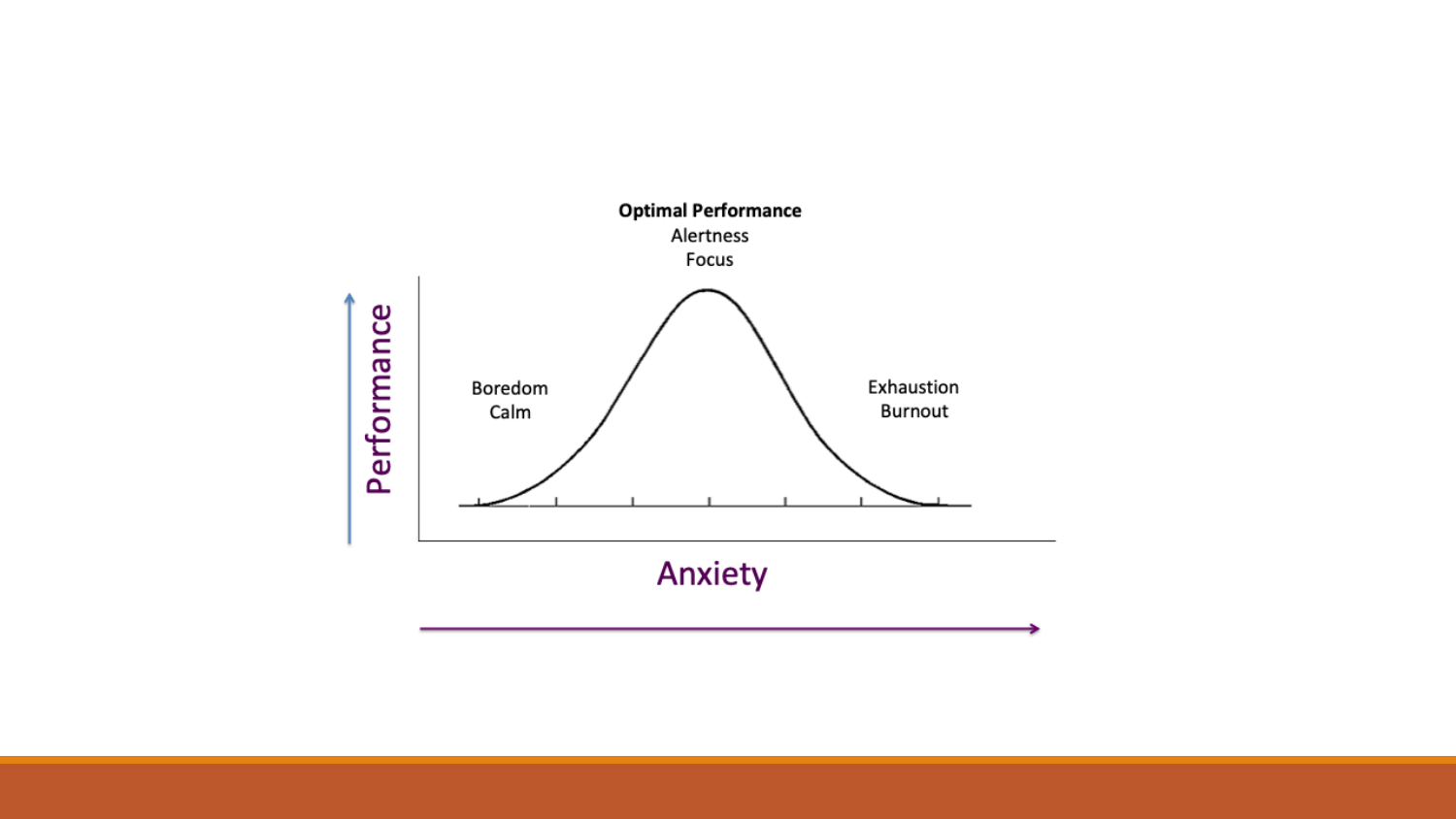**Optimal Performance**
Alertness
Focus

Boredom
Calm

Exhaustion
Burnout

Performance

Anxiety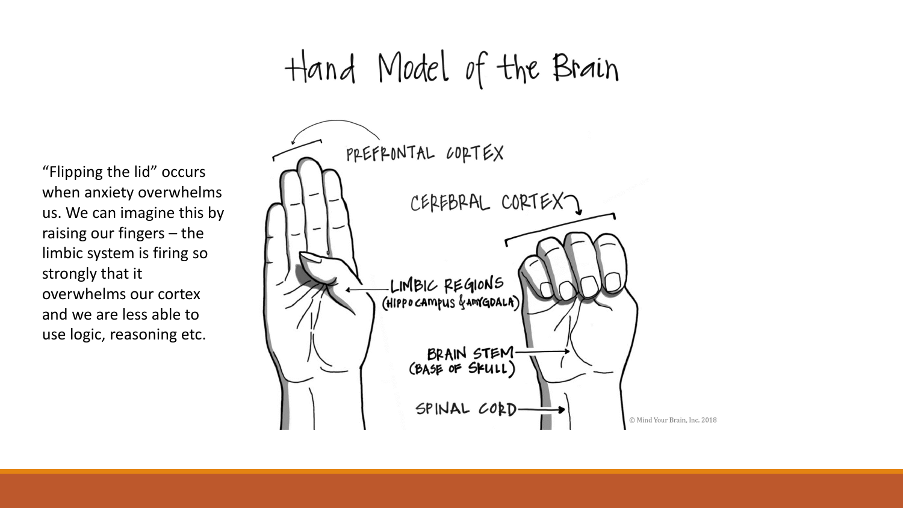# Hand Model of the Brain

"Flipping the lid" occurs when anxiety overwhelms us. We can imagine this by raising our fingers – the limbic system is firing so strongly that it overwhelms our cortex and we are less able to use logic, reasoning etc.

PREFRONTAL CORTEX

CEREBRAL CORTEX

LIMBIC REGIONS (HIPPOCAMPUS & AMYGDALA)

BRAIN STEM (BASE OF SKULL)

SPINAL CORD

© Mind Your Brain, Inc. 2018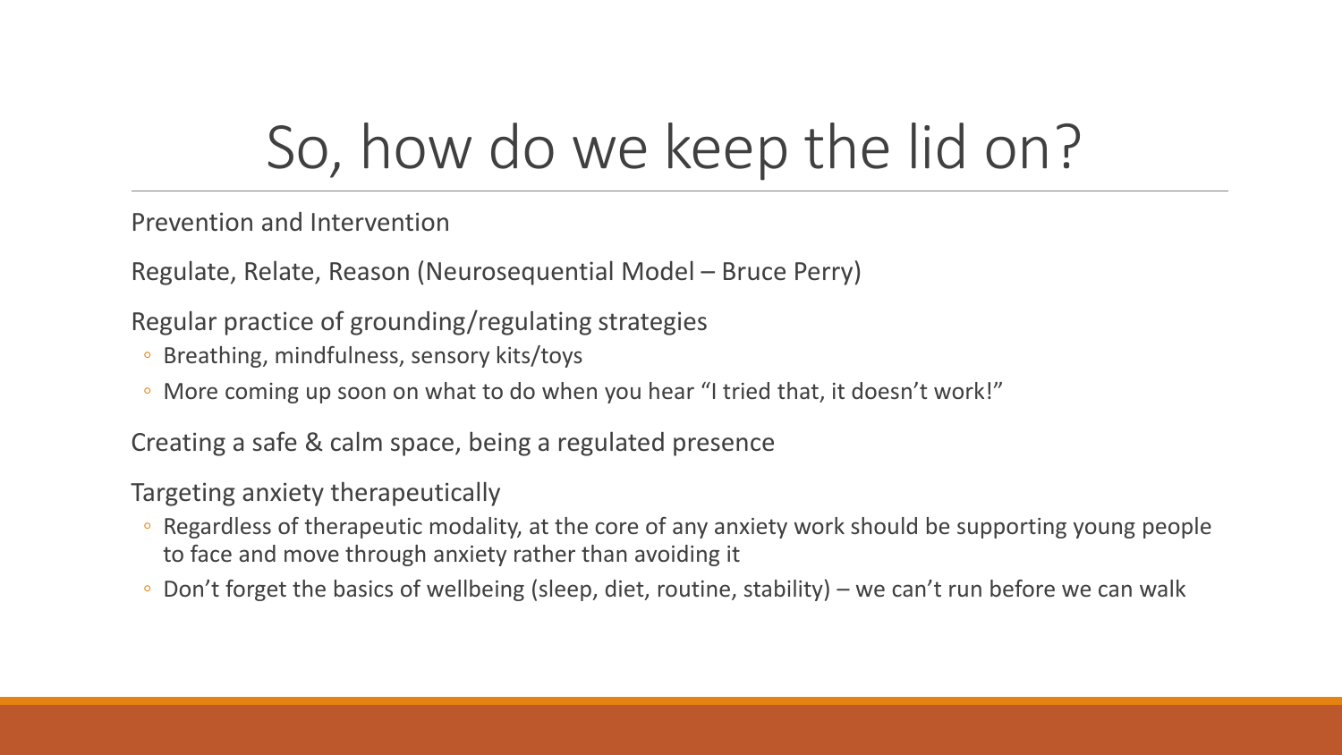# So, how do we keep the lid on?

Prevention and Intervention

Regulate, Relate, Reason (Neurosequential Model – Bruce Perry)

Regular practice of grounding/regulating strategies

- Breathing, mindfulness, sensory kits/toys
- More coming up soon on what to do when you hear "I tried that, it doesn't work!"

Creating a safe & calm space, being a regulated presence

Targeting anxiety therapeutically

- Regardless of therapeutic modality, at the core of any anxiety work should be supporting young people to face and move through anxiety rather than avoiding it
- Don't forget the basics of wellbeing (sleep, diet, routine, stability) – we can't run before we can walk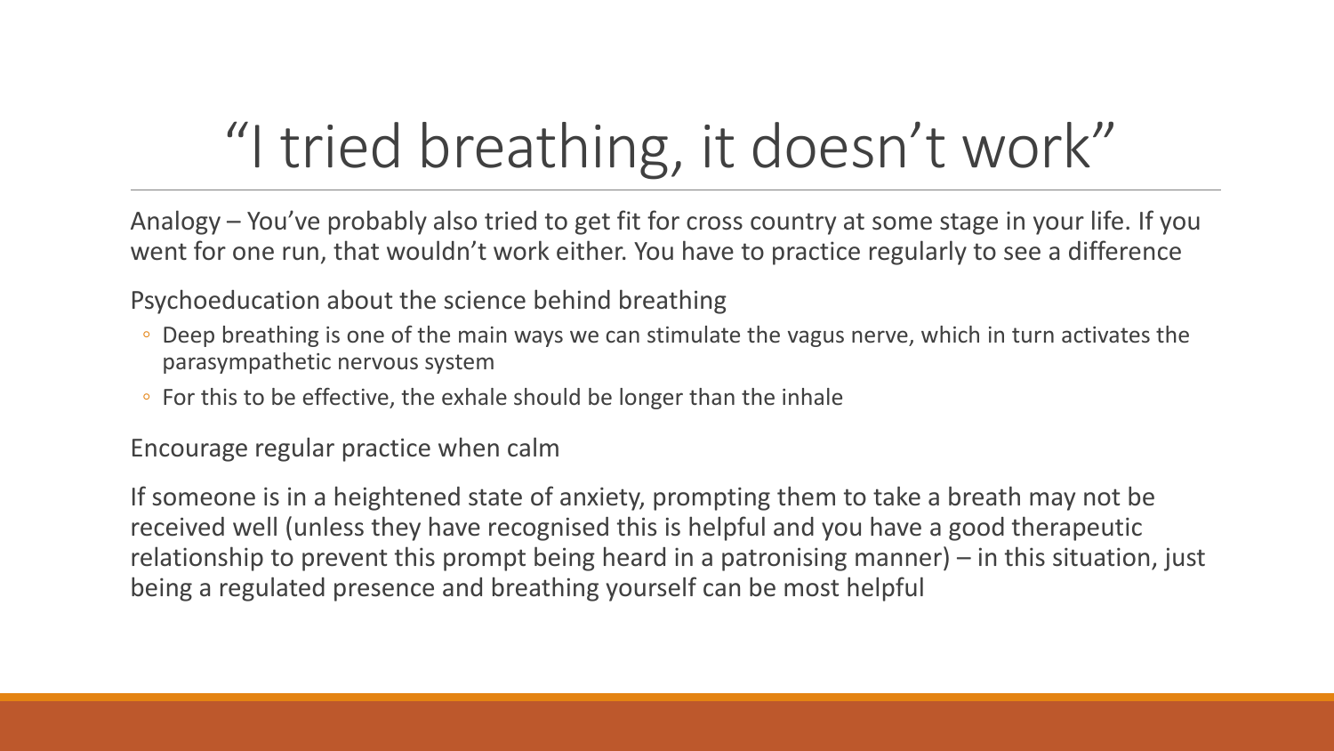# "I tried breathing, it doesn't work"

Analogy – You've probably also tried to get fit for cross country at some stage in your life. If you went for one run, that wouldn't work either. You have to practice regularly to see a difference

Psychoeducation about the science behind breathing

- Deep breathing is one of the main ways we can stimulate the vagus nerve, which in turn activates the parasympathetic nervous system
- For this to be effective, the exhale should be longer than the inhale

Encourage regular practice when calm

If someone is in a heightened state of anxiety, prompting them to take a breath may not be received well (unless they have recognised this is helpful and you have a good therapeutic relationship to prevent this prompt being heard in a patronising manner) – in this situation, just being a regulated presence and breathing yourself can be most helpful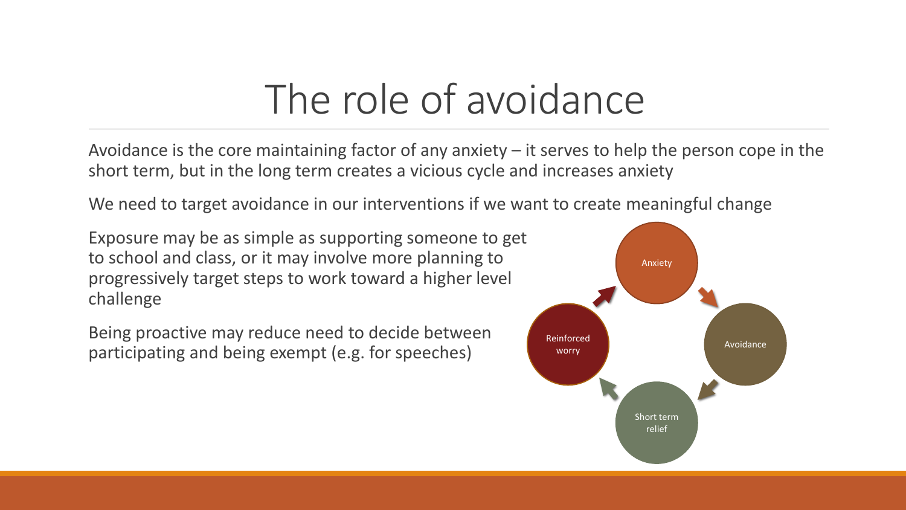# The role of avoidance

Avoidance is the core maintaining factor of any anxiety – it serves to help the person cope in the short term, but in the long term creates a vicious cycle and increases anxiety

We need to target avoidance in our interventions if we want to create meaningful change

Exposure may be as simple as supporting someone to get to school and class, or it may involve more planning to progressively target steps to work toward a higher level challenge

Being proactive may reduce need to decide between participating and being exempt (e.g. for speeches)

Anxiety → Avoidance → Short term relief → Reinforced worry → Anxiety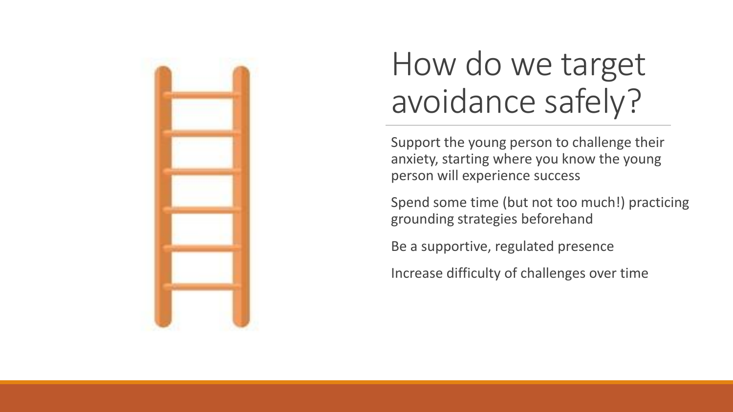# How do we target avoidance safely?

Support the young person to challenge their anxiety, starting where you know the young person will experience success

Spend some time (but not too much!) practicing grounding strategies beforehand

Be a supportive, regulated presence

Increase difficulty of challenges over time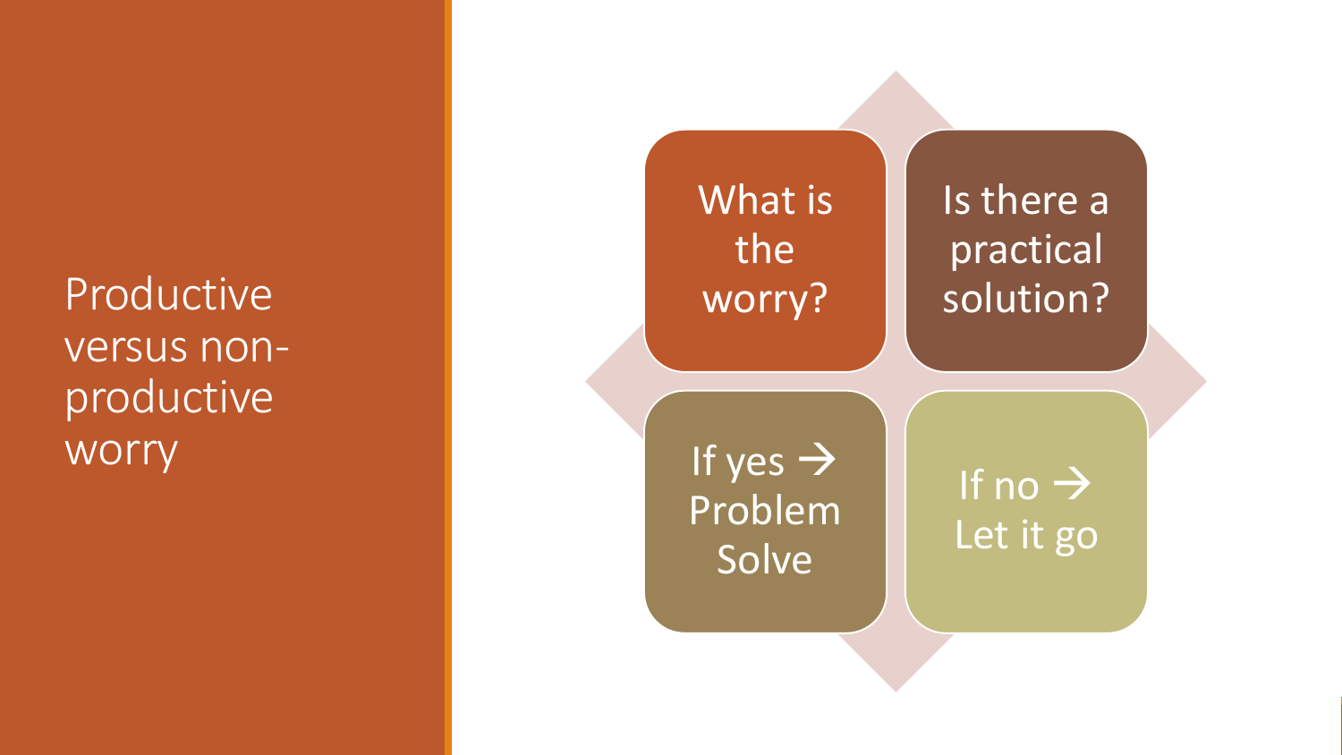# Productive versus non-productive worry

- What is the worry?
- Is there a practical solution?
- If yes → Problem Solve
- If no → Let it go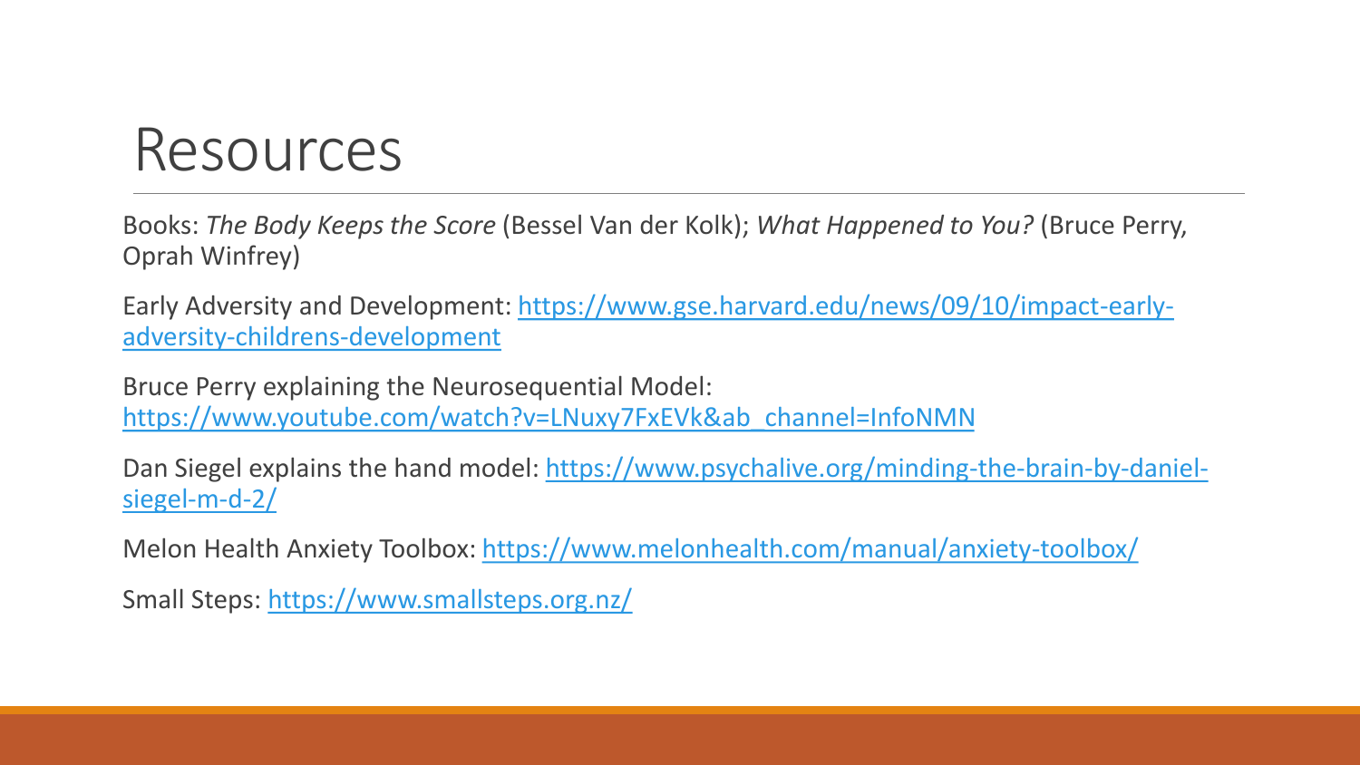# Resources

Books: *The Body Keeps the Score* (Bessel Van der Kolk); *What Happened to You?* (Bruce Perry, Oprah Winfrey)

Early Adversity and Development: https://www.gse.harvard.edu/news/09/10/impact-early-adversity-childrens-development

Bruce Perry explaining the Neurosequential Model: https://www.youtube.com/watch?v=LNuxy7FxEVk&ab_channel=InfoNMN

Dan Siegel explains the hand model: https://www.psychalive.org/minding-the-brain-by-daniel-siegel-m-d-2/

Melon Health Anxiety Toolbox: https://www.melonhealth.com/manual/anxiety-toolbox/

Small Steps: https://www.smallsteps.org.nz/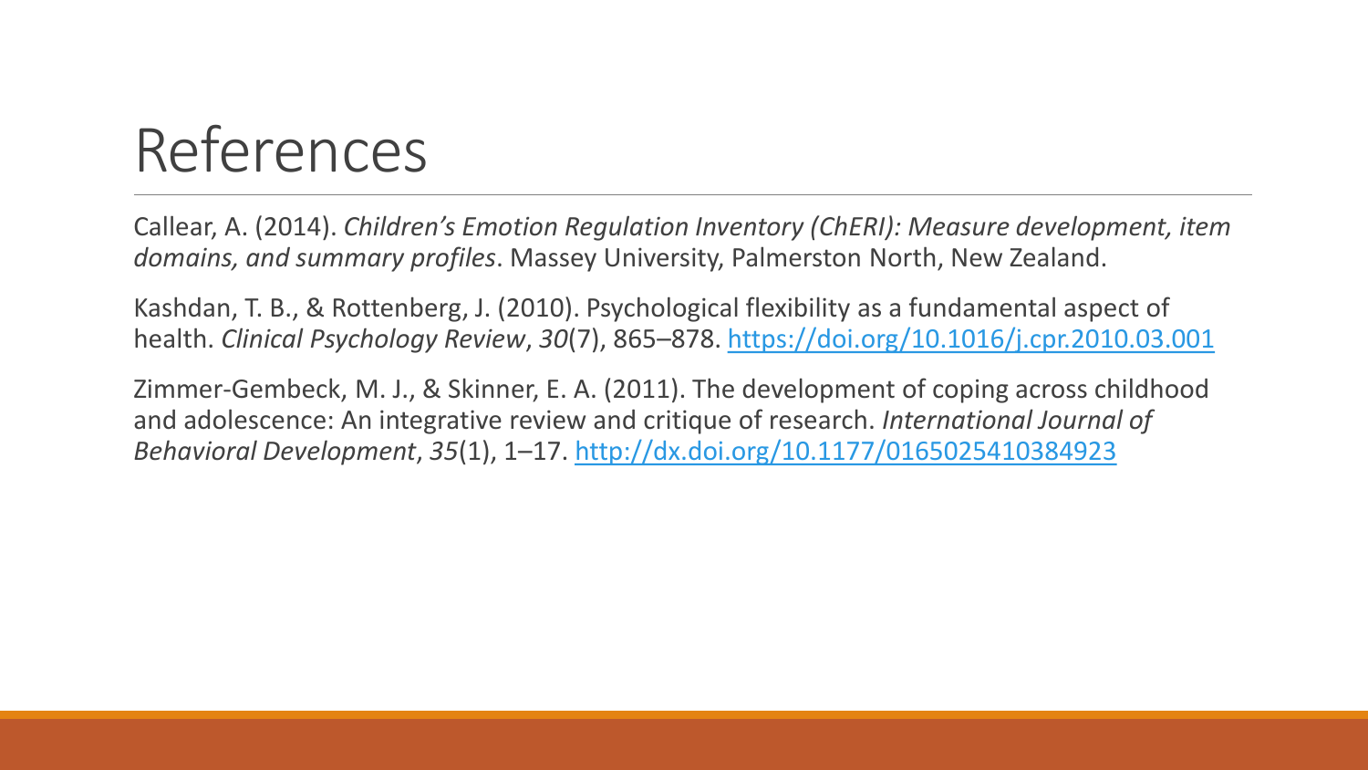# References

Callear, A. (2014). *Children's Emotion Regulation Inventory (ChERI): Measure development, item domains, and summary profiles*. Massey University, Palmerston North, New Zealand.

Kashdan, T. B., & Rottenberg, J. (2010). Psychological flexibility as a fundamental aspect of health. *Clinical Psychology Review*, *30*(7), 865–878. https://doi.org/10.1016/j.cpr.2010.03.001

Zimmer-Gembeck, M. J., & Skinner, E. A. (2011). The development of coping across childhood and adolescence: An integrative review and critique of research. *International Journal of Behavioral Development*, *35*(1), 1–17. http://dx.doi.org/10.1177/0165025410384923